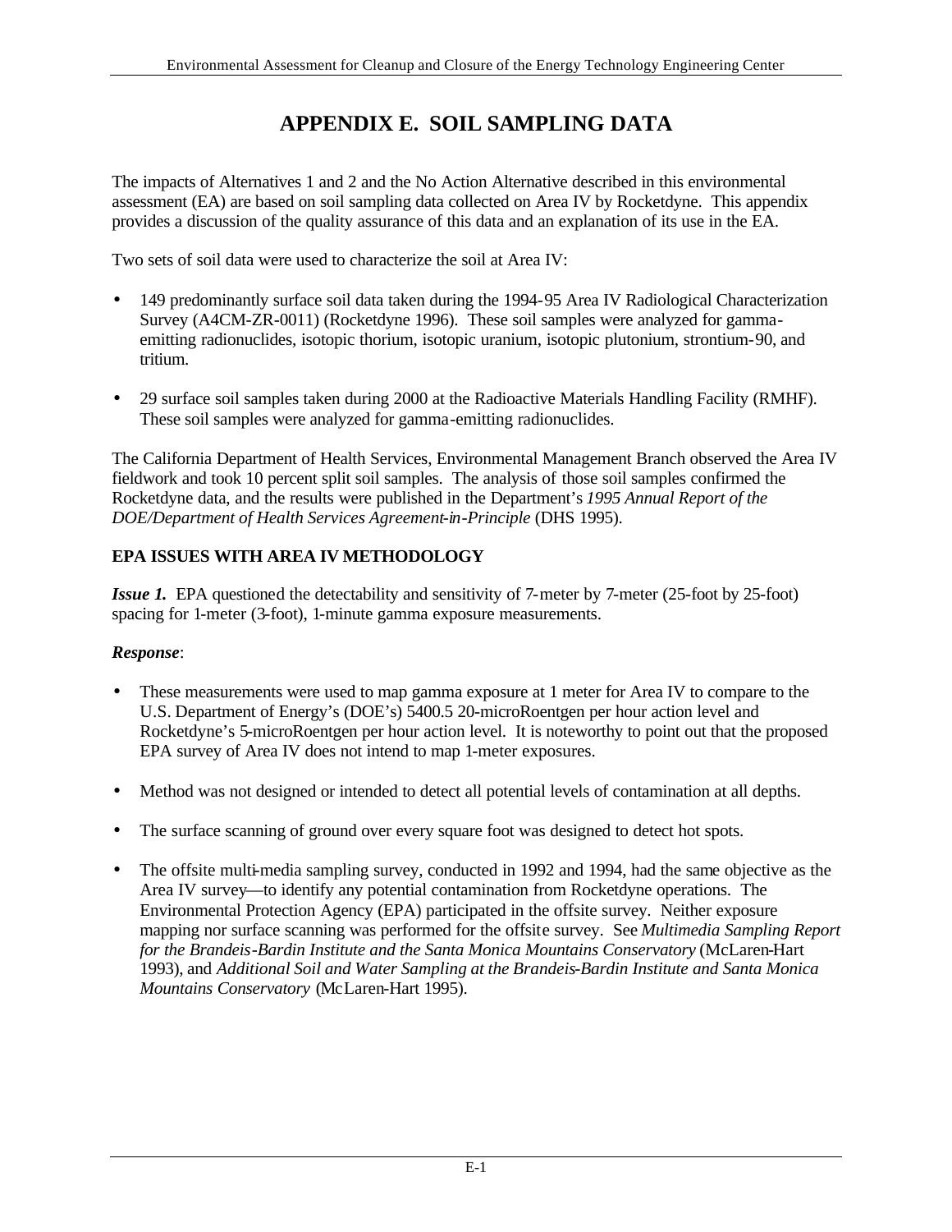# APPENDIX E. SOIL SAMPLING DATA

The impacts of Alternatives 1 and 2 and the No Action Alternative described in this environmental assessment (EA) are based on soil sampling data collected on Area IV by Rocketdyne. This appendix provides a discussion of the quality assurance of this data and an explanation of its use in the EA.

Two sets of soil data were used to characterize the soil at Area IV:

- 149 predominantly surface soil data taken during the 1994-95 Area IV Radiological Characterization Survey (A4CM-ZR-0011) (Rocketdyne 1996). These soil samples were analyzed for gamma-emitting radionuclides, isotopic thorium, isotopic uranium, isotopic plutonium, strontium-90, and tritium.
- 29 surface soil samples taken during 2000 at the Radioactive Materials Handling Facility (RMHF). These soil samples were analyzed for gamma-emitting radionuclides.

The California Department of Health Services, Environmental Management Branch observed the Area IV fieldwork and took 10 percent split soil samples. The analysis of those soil samples confirmed the Rocketdyne data, and the results were published in the Department's *1995 Annual Report of the DOE/Department of Health Services Agreement-in-Principle* (DHS 1995).

## EPA ISSUES WITH AREA IV METHODOLOGY

***Issue 1.*** EPA questioned the detectability and sensitivity of 7-meter by 7-meter (25-foot by 25-foot) spacing for 1-meter (3-foot), 1-minute gamma exposure measurements.

***Response***:

- These measurements were used to map gamma exposure at 1 meter for Area IV to compare to the U.S. Department of Energy's (DOE's) 5400.5 20-microRoentgen per hour action level and Rocketdyne's 5-microRoentgen per hour action level. It is noteworthy to point out that the proposed EPA survey of Area IV does not intend to map 1-meter exposures.
- Method was not designed or intended to detect all potential levels of contamination at all depths.
- The surface scanning of ground over every square foot was designed to detect hot spots.
- The offsite multi-media sampling survey, conducted in 1992 and 1994, had the same objective as the Area IV survey—to identify any potential contamination from Rocketdyne operations. The Environmental Protection Agency (EPA) participated in the offsite survey. Neither exposure mapping nor surface scanning was performed for the offsite survey. See *Multimedia Sampling Report for the Brandeis-Bardin Institute and the Santa Monica Mountains Conservatory* (McLaren-Hart 1993), and *Additional Soil and Water Sampling at the Brandeis-Bardin Institute and Santa Monica Mountains Conservatory* (McLaren-Hart 1995).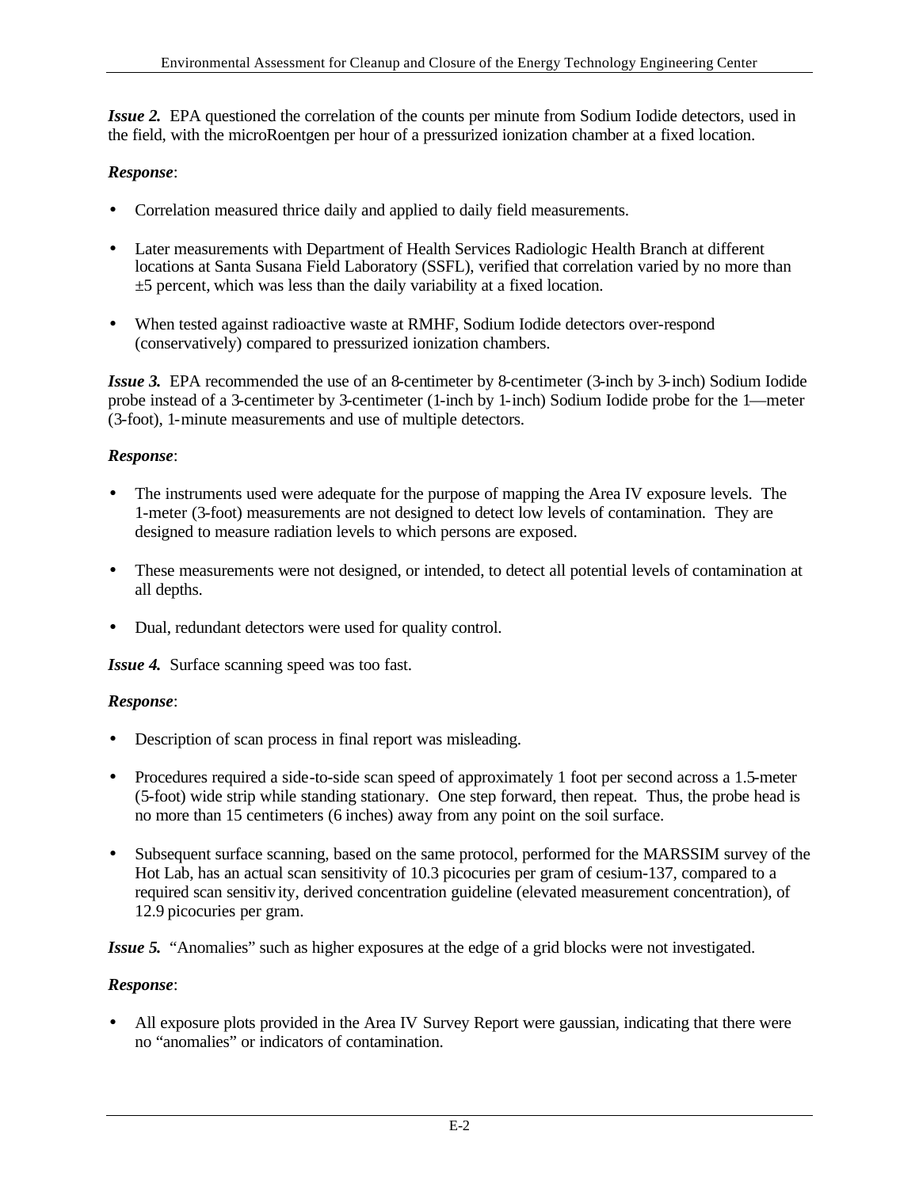***Issue 2.*** EPA questioned the correlation of the counts per minute from Sodium Iodide detectors, used in the field, with the microRoentgen per hour of a pressurized ionization chamber at a fixed location.

***Response***:

- Correlation measured thrice daily and applied to daily field measurements.
- Later measurements with Department of Health Services Radiologic Health Branch at different locations at Santa Susana Field Laboratory (SSFL), verified that correlation varied by no more than ±5 percent, which was less than the daily variability at a fixed location.
- When tested against radioactive waste at RMHF, Sodium Iodide detectors over-respond (conservatively) compared to pressurized ionization chambers.

***Issue 3.*** EPA recommended the use of an 8-centimeter by 8-centimeter (3-inch by 3-inch) Sodium Iodide probe instead of a 3-centimeter by 3-centimeter (1-inch by 1-inch) Sodium Iodide probe for the 1—meter (3-foot), 1-minute measurements and use of multiple detectors.

***Response***:

- The instruments used were adequate for the purpose of mapping the Area IV exposure levels. The 1-meter (3-foot) measurements are not designed to detect low levels of contamination. They are designed to measure radiation levels to which persons are exposed.
- These measurements were not designed, or intended, to detect all potential levels of contamination at all depths.
- Dual, redundant detectors were used for quality control.

***Issue 4.*** Surface scanning speed was too fast.

***Response***:

- Description of scan process in final report was misleading.
- Procedures required a side-to-side scan speed of approximately 1 foot per second across a 1.5-meter (5-foot) wide strip while standing stationary. One step forward, then repeat. Thus, the probe head is no more than 15 centimeters (6 inches) away from any point on the soil surface.
- Subsequent surface scanning, based on the same protocol, performed for the MARSSIM survey of the Hot Lab, has an actual scan sensitivity of 10.3 picocuries per gram of cesium-137, compared to a required scan sensitivity, derived concentration guideline (elevated measurement concentration), of 12.9 picocuries per gram.

***Issue 5.*** "Anomalies" such as higher exposures at the edge of a grid blocks were not investigated.

***Response***:

- All exposure plots provided in the Area IV Survey Report were gaussian, indicating that there were no "anomalies" or indicators of contamination.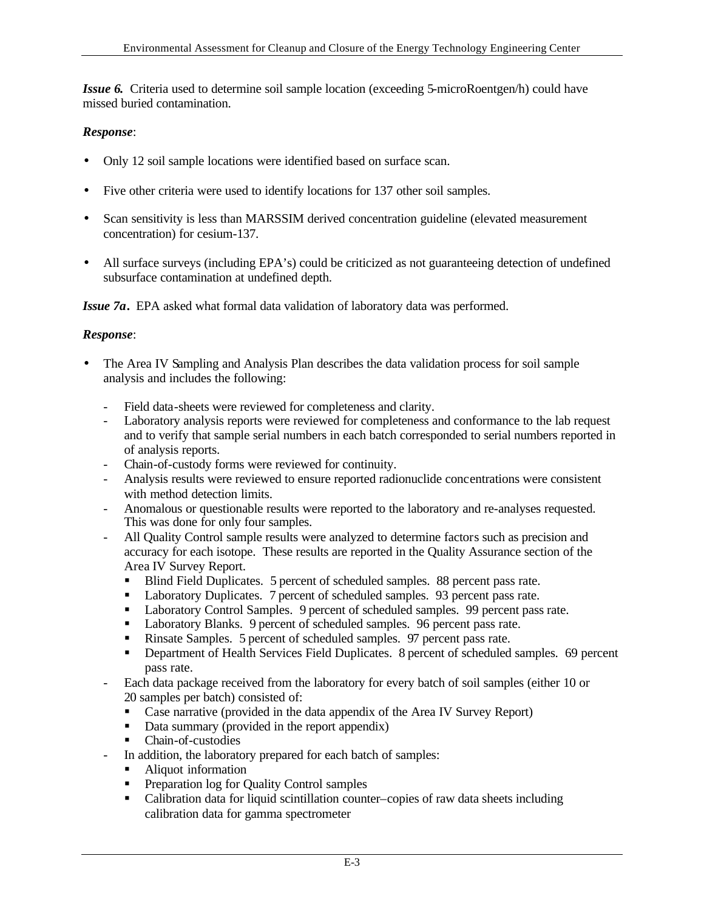***Issue 6.*** Criteria used to determine soil sample location (exceeding 5-microRoentgen/h) could have missed buried contamination.

***Response***:

- Only 12 soil sample locations were identified based on surface scan.
- Five other criteria were used to identify locations for 137 other soil samples.
- Scan sensitivity is less than MARSSIM derived concentration guideline (elevated measurement concentration) for cesium-137.
- All surface surveys (including EPA's) could be criticized as not guaranteeing detection of undefined subsurface contamination at undefined depth.

***Issue 7a.*** EPA asked what formal data validation of laboratory data was performed.

***Response***:

- The Area IV Sampling and Analysis Plan describes the data validation process for soil sample analysis and includes the following:
  - Field data-sheets were reviewed for completeness and clarity.
  - Laboratory analysis reports were reviewed for completeness and conformance to the lab request and to verify that sample serial numbers in each batch corresponded to serial numbers reported in of analysis reports.
  - Chain-of-custody forms were reviewed for continuity.
  - Analysis results were reviewed to ensure reported radionuclide concentrations were consistent with method detection limits.
  - Anomalous or questionable results were reported to the laboratory and re-analyses requested. This was done for only four samples.
  - All Quality Control sample results were analyzed to determine factors such as precision and accuracy for each isotope. These results are reported in the Quality Assurance section of the Area IV Survey Report.
    - Blind Field Duplicates. 5 percent of scheduled samples. 88 percent pass rate.
    - Laboratory Duplicates. 7 percent of scheduled samples. 93 percent pass rate.
    - Laboratory Control Samples. 9 percent of scheduled samples. 99 percent pass rate.
    - Laboratory Blanks. 9 percent of scheduled samples. 96 percent pass rate.
    - Rinsate Samples. 5 percent of scheduled samples. 97 percent pass rate.
    - Department of Health Services Field Duplicates. 8 percent of scheduled samples. 69 percent pass rate.
  - Each data package received from the laboratory for every batch of soil samples (either 10 or 20 samples per batch) consisted of:
    - Case narrative (provided in the data appendix of the Area IV Survey Report)
    - Data summary (provided in the report appendix)
    - Chain-of-custodies
  - In addition, the laboratory prepared for each batch of samples:
    - Aliquot information
    - Preparation log for Quality Control samples
    - Calibration data for liquid scintillation counter–copies of raw data sheets including calibration data for gamma spectrometer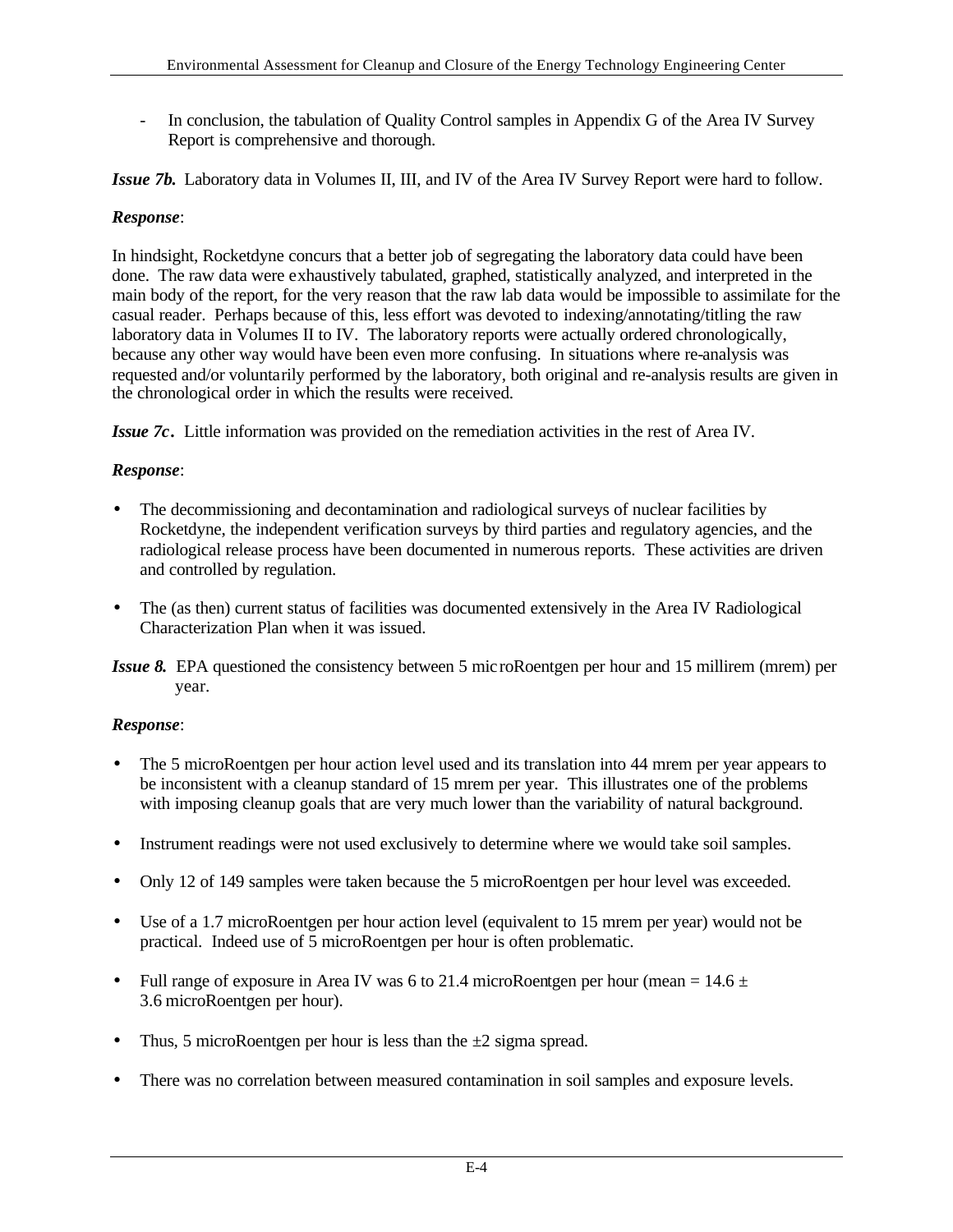- In conclusion, the tabulation of Quality Control samples in Appendix G of the Area IV Survey Report is comprehensive and thorough.

***Issue 7b.*** Laboratory data in Volumes II, III, and IV of the Area IV Survey Report were hard to follow.

***Response***:

In hindsight, Rocketdyne concurs that a better job of segregating the laboratory data could have been done. The raw data were exhaustively tabulated, graphed, statistically analyzed, and interpreted in the main body of the report, for the very reason that the raw lab data would be impossible to assimilate for the casual reader. Perhaps because of this, less effort was devoted to indexing/annotating/titling the raw laboratory data in Volumes II to IV. The laboratory reports were actually ordered chronologically, because any other way would have been even more confusing. In situations where re-analysis was requested and/or voluntarily performed by the laboratory, both original and re-analysis results are given in the chronological order in which the results were received.

***Issue 7c.*** Little information was provided on the remediation activities in the rest of Area IV.

***Response***:

- The decommissioning and decontamination and radiological surveys of nuclear facilities by Rocketdyne, the independent verification surveys by third parties and regulatory agencies, and the radiological release process have been documented in numerous reports. These activities are driven and controlled by regulation.
- The (as then) current status of facilities was documented extensively in the Area IV Radiological Characterization Plan when it was issued.

***Issue 8.*** EPA questioned the consistency between 5 microRoentgen per hour and 15 millirem (mrem) per year.

***Response***:

- The 5 microRoentgen per hour action level used and its translation into 44 mrem per year appears to be inconsistent with a cleanup standard of 15 mrem per year. This illustrates one of the problems with imposing cleanup goals that are very much lower than the variability of natural background.
- Instrument readings were not used exclusively to determine where we would take soil samples.
- Only 12 of 149 samples were taken because the 5 microRoentgen per hour level was exceeded.
- Use of a 1.7 microRoentgen per hour action level (equivalent to 15 mrem per year) would not be practical. Indeed use of 5 microRoentgen per hour is often problematic.
- Full range of exposure in Area IV was 6 to 21.4 microRoentgen per hour (mean = $14.6 \pm 3.6$ microRoentgen per hour).
- Thus, 5 microRoentgen per hour is less than the $\pm 2$ sigma spread.
- There was no correlation between measured contamination in soil samples and exposure levels.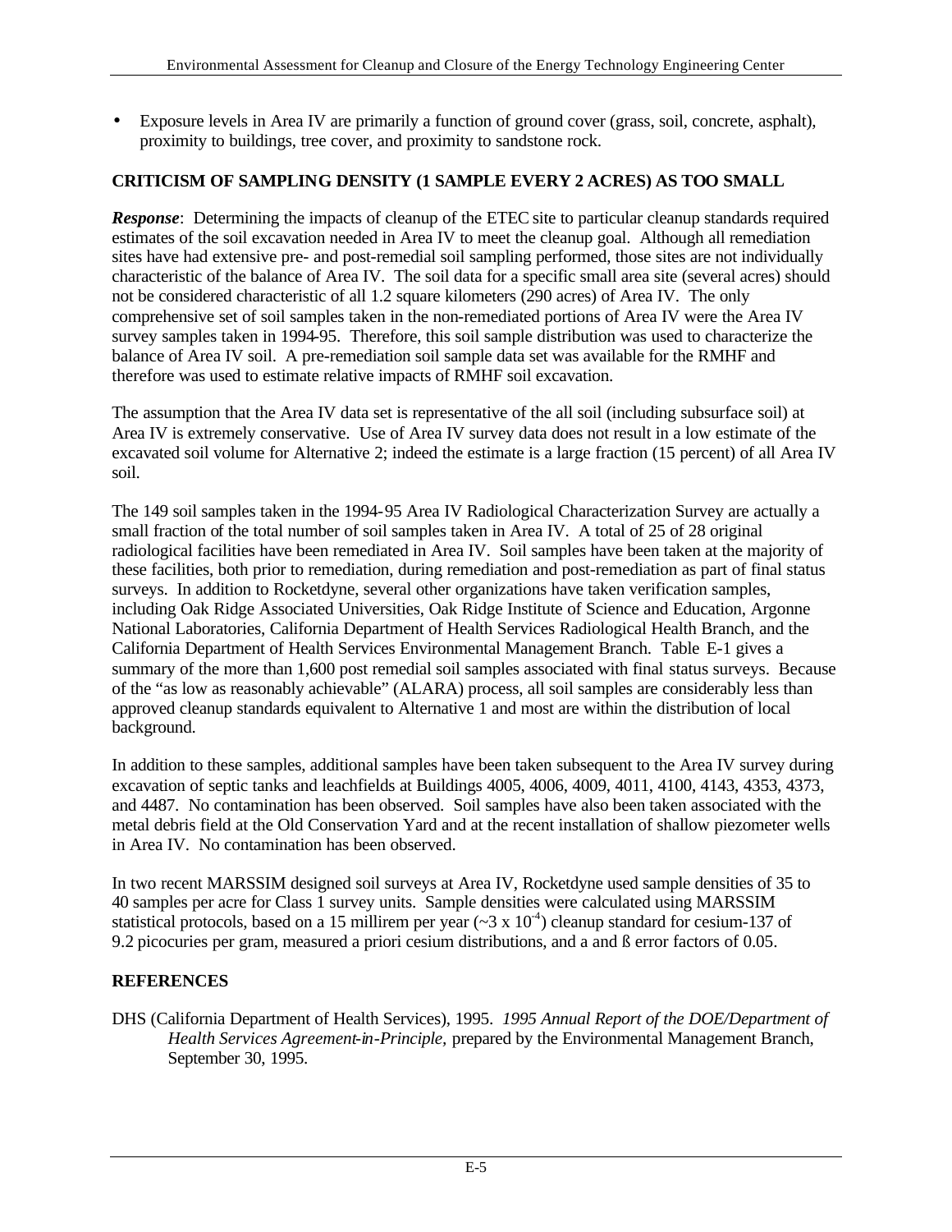- Exposure levels in Area IV are primarily a function of ground cover (grass, soil, concrete, asphalt), proximity to buildings, tree cover, and proximity to sandstone rock.

## CRITICISM OF SAMPLING DENSITY (1 SAMPLE EVERY 2 ACRES) AS TOO SMALL

***Response***: Determining the impacts of cleanup of the ETEC site to particular cleanup standards required estimates of the soil excavation needed in Area IV to meet the cleanup goal. Although all remediation sites have had extensive pre- and post-remedial soil sampling performed, those sites are not individually characteristic of the balance of Area IV. The soil data for a specific small area site (several acres) should not be considered characteristic of all 1.2 square kilometers (290 acres) of Area IV. The only comprehensive set of soil samples taken in the non-remediated portions of Area IV were the Area IV survey samples taken in 1994-95. Therefore, this soil sample distribution was used to characterize the balance of Area IV soil. A pre-remediation soil sample data set was available for the RMHF and therefore was used to estimate relative impacts of RMHF soil excavation.

The assumption that the Area IV data set is representative of the all soil (including subsurface soil) at Area IV is extremely conservative. Use of Area IV survey data does not result in a low estimate of the excavated soil volume for Alternative 2; indeed the estimate is a large fraction (15 percent) of all Area IV soil.

The 149 soil samples taken in the 1994-95 Area IV Radiological Characterization Survey are actually a small fraction of the total number of soil samples taken in Area IV. A total of 25 of 28 original radiological facilities have been remediated in Area IV. Soil samples have been taken at the majority of these facilities, both prior to remediation, during remediation and post-remediation as part of final status surveys. In addition to Rocketdyne, several other organizations have taken verification samples, including Oak Ridge Associated Universities, Oak Ridge Institute of Science and Education, Argonne National Laboratories, California Department of Health Services Radiological Health Branch, and the California Department of Health Services Environmental Management Branch. Table E-1 gives a summary of the more than 1,600 post remedial soil samples associated with final status surveys. Because of the "as low as reasonably achievable" (ALARA) process, all soil samples are considerably less than approved cleanup standards equivalent to Alternative 1 and most are within the distribution of local background.

In addition to these samples, additional samples have been taken subsequent to the Area IV survey during excavation of septic tanks and leachfields at Buildings 4005, 4006, 4009, 4011, 4100, 4143, 4353, 4373, and 4487. No contamination has been observed. Soil samples have also been taken associated with the metal debris field at the Old Conservation Yard and at the recent installation of shallow piezometer wells in Area IV. No contamination has been observed.

In two recent MARSSIM designed soil surveys at Area IV, Rocketdyne used sample densities of 35 to 40 samples per acre for Class 1 survey units. Sample densities were calculated using MARSSIM statistical protocols, based on a 15 millirem per year ($\sim 3 \times 10^{-4}$) cleanup standard for cesium-137 of 9.2 picocuries per gram, measured a priori cesium distributions, and $\alpha$ and $\beta$ error factors of 0.05.

## REFERENCES

DHS (California Department of Health Services), 1995. *1995 Annual Report of the DOE/Department of Health Services Agreement-in-Principle,* prepared by the Environmental Management Branch, September 30, 1995.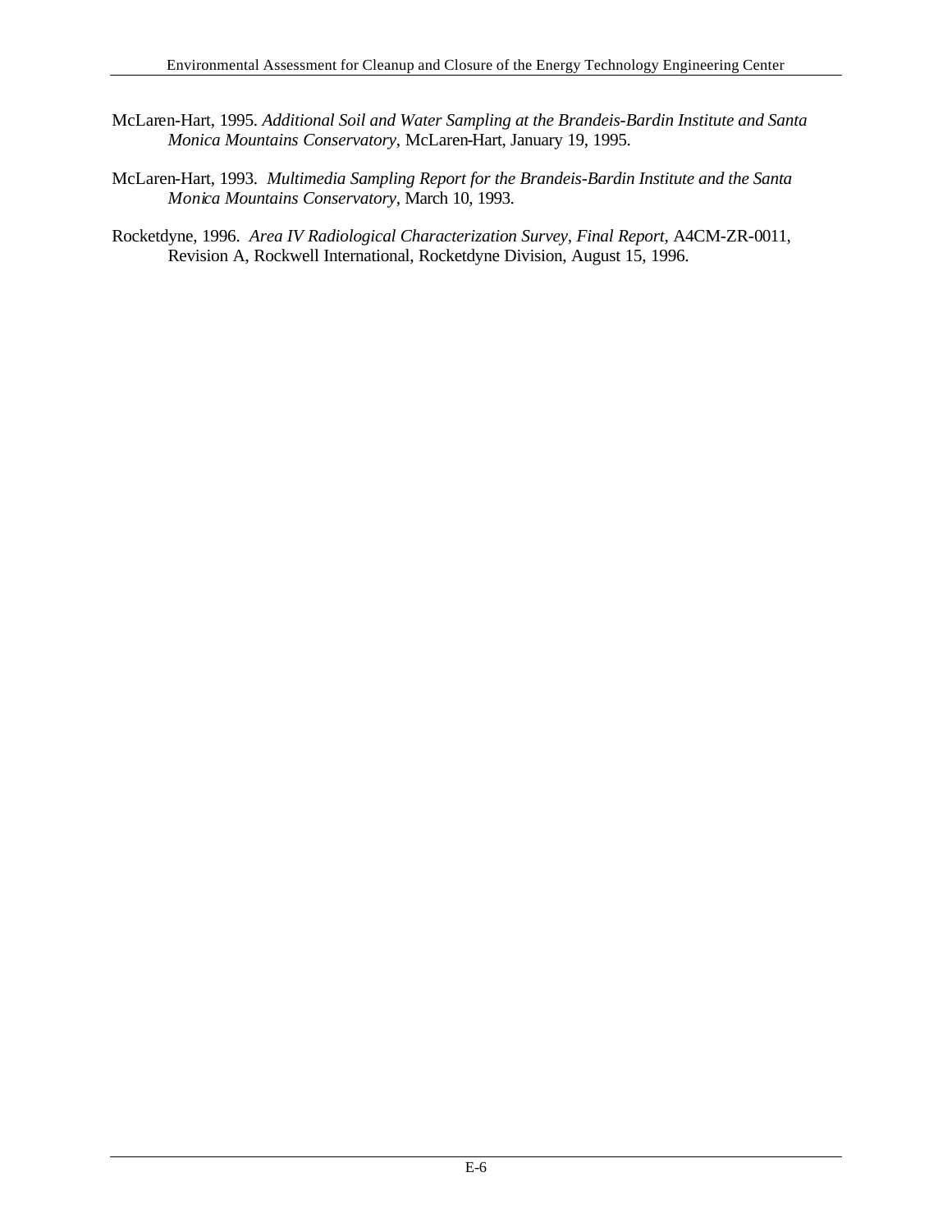McLaren-Hart, 1995. *Additional Soil and Water Sampling at the Brandeis-Bardin Institute and Santa Monica Mountains Conservatory*, McLaren-Hart, January 19, 1995.

McLaren-Hart, 1993. *Multimedia Sampling Report for the Brandeis-Bardin Institute and the Santa Monica Mountains Conservatory*, March 10, 1993.

Rocketdyne, 1996. *Area IV Radiological Characterization Survey, Final Report*, A4CM-ZR-0011, Revision A, Rockwell International, Rocketdyne Division, August 15, 1996.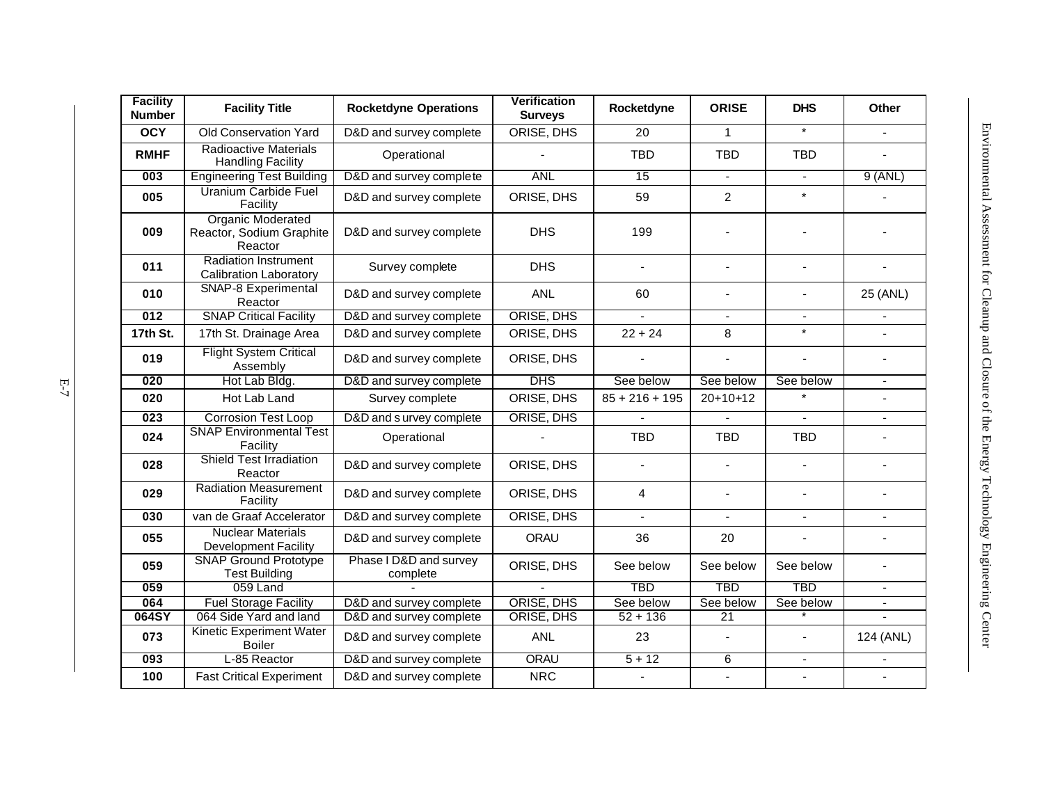| Facility Number | Facility Title | Rocketdyne Operations | Verification Surveys | Rocketdyne | ORISE | DHS | Other |
|---|---|---|---|---|---|---|---|
| **OCY** | Old Conservation Yard | D&D and survey complete | ORISE, DHS | 20 | 1 | * | - |
| **RMHF** | Radioactive Materials Handling Facility | Operational | - | TBD | TBD | TBD | - |
| **003** | Engineering Test Building | D&D and survey complete | ANL | 15 | - | - | 9 (ANL) |
| **005** | Uranium Carbide Fuel Facility | D&D and survey complete | ORISE, DHS | 59 | 2 | * | - |
| **009** | Organic Moderated Reactor, Sodium Graphite Reactor | D&D and survey complete | DHS | 199 | - | - | - |
| **011** | Radiation Instrument Calibration Laboratory | Survey complete | DHS | - | - | - | - |
| **010** | SNAP-8 Experimental Reactor | D&D and survey complete | ANL | 60 | - | - | 25 (ANL) |
| **012** | SNAP Critical Facility | D&D and survey complete | ORISE, DHS | - | - | - | - |
| **17th St.** | 17th St. Drainage Area | D&D and survey complete | ORISE, DHS | 22 + 24 | 8 | * | - |
| **019** | Flight System Critical Assembly | D&D and survey complete | ORISE, DHS | - | - | - | - |
| **020** | Hot Lab Bldg. | D&D and survey complete | DHS | See below | See below | See below | - |
| **020** | Hot Lab Land | Survey complete | ORISE, DHS | 85 + 216 + 195 | 20+10+12 | * | - |
| **023** | Corrosion Test Loop | D&D and survey complete | ORISE, DHS | - | - | - | - |
| **024** | SNAP Environmental Test Facility | Operational | - | TBD | TBD | TBD | - |
| **028** | Shield Test Irradiation Reactor | D&D and survey complete | ORISE, DHS | - | - | - | - |
| **029** | Radiation Measurement Facility | D&D and survey complete | ORISE, DHS | 4 | - | - | - |
| **030** | van de Graaf Accelerator | D&D and survey complete | ORISE, DHS | - | - | - | - |
| **055** | Nuclear Materials Development Facility | D&D and survey complete | ORAU | 36 | 20 | - | - |
| **059** | SNAP Ground Prototype Test Building | Phase I D&D and survey complete | ORISE, DHS | See below | See below | See below | - |
| **059** | 059 Land | - | - | TBD | TBD | TBD | - |
| **064** | Fuel Storage Facility | D&D and survey complete | ORISE, DHS | See below | See below | See below | - |
| **064SY** | 064 Side Yard and land | D&D and survey complete | ORISE, DHS | 52 + 136 | 21 | * | - |
| **073** | Kinetic Experiment Water Boiler | D&D and survey complete | ANL | 23 | - | - | 124 (ANL) |
| **093** | L-85 Reactor | D&D and survey complete | ORAU | 5 + 12 | 6 | - | - |
| **100** | Fast Critical Experiment | D&D and survey complete | NRC | - | - | - | - |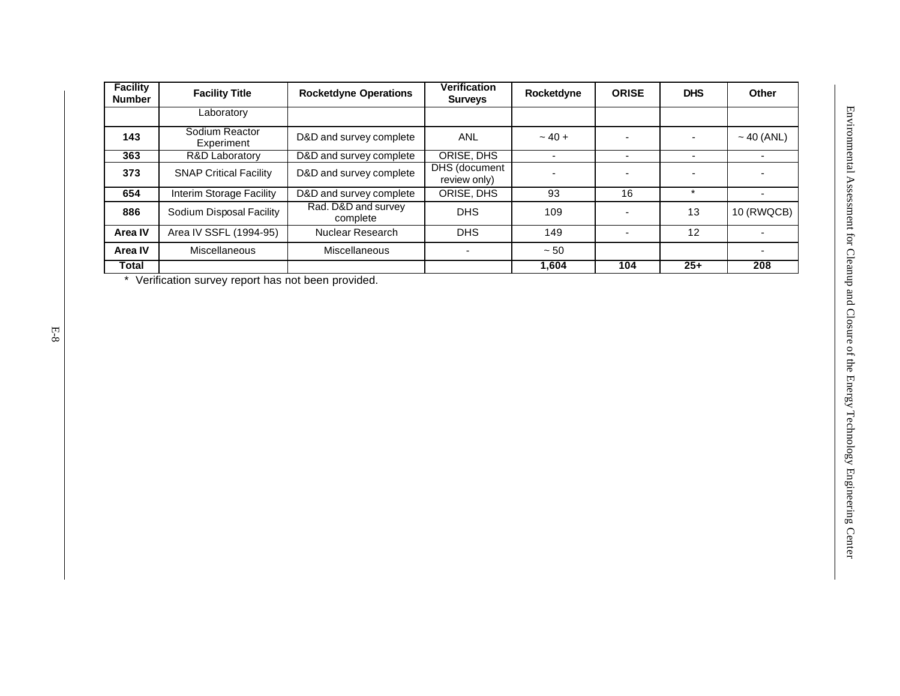| Facility Number | Facility Title | Rocketdyne Operations | Verification Surveys | Rocketdyne | ORISE | DHS | Other |
|---|---|---|---|---|---|---|---|
| | Laboratory | | | | | | |
| **143** | Sodium Reactor Experiment | D&D and survey complete | ANL | ~ 40 + | - | - | ~ 40 (ANL) |
| **363** | R&D Laboratory | D&D and survey complete | ORISE, DHS | - | - | - | - |
| **373** | SNAP Critical Facility | D&D and survey complete | DHS (document review only) | - | - | - | - |
| **654** | Interim Storage Facility | D&D and survey complete | ORISE, DHS | 93 | 16 | * | - |
| **886** | Sodium Disposal Facility | Rad. D&D and survey complete | DHS | 109 | - | 13 | 10 (RWQCB) |
| **Area IV** | Area IV SSFL (1994-95) | Nuclear Research | DHS | 149 | - | 12 | - |
| **Area IV** | Miscellaneous | Miscellaneous | - | ~ 50 | | | - |
| **Total** | | | | **1,604** | **104** | **25+** | **208** |

\* Verification survey report has not been provided.